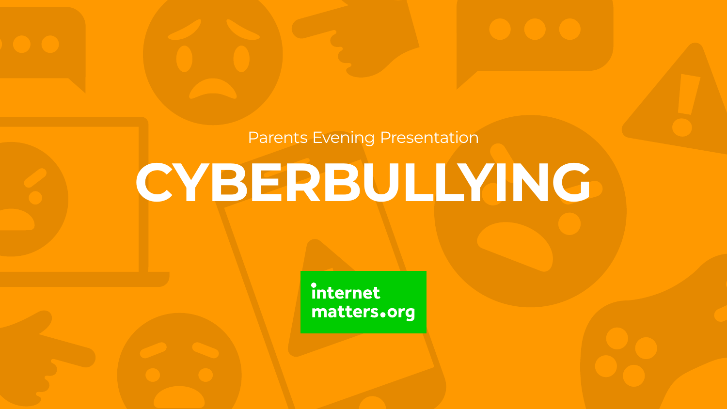Parents Evening Presentation

# CYBERBULLYING

internet matters.org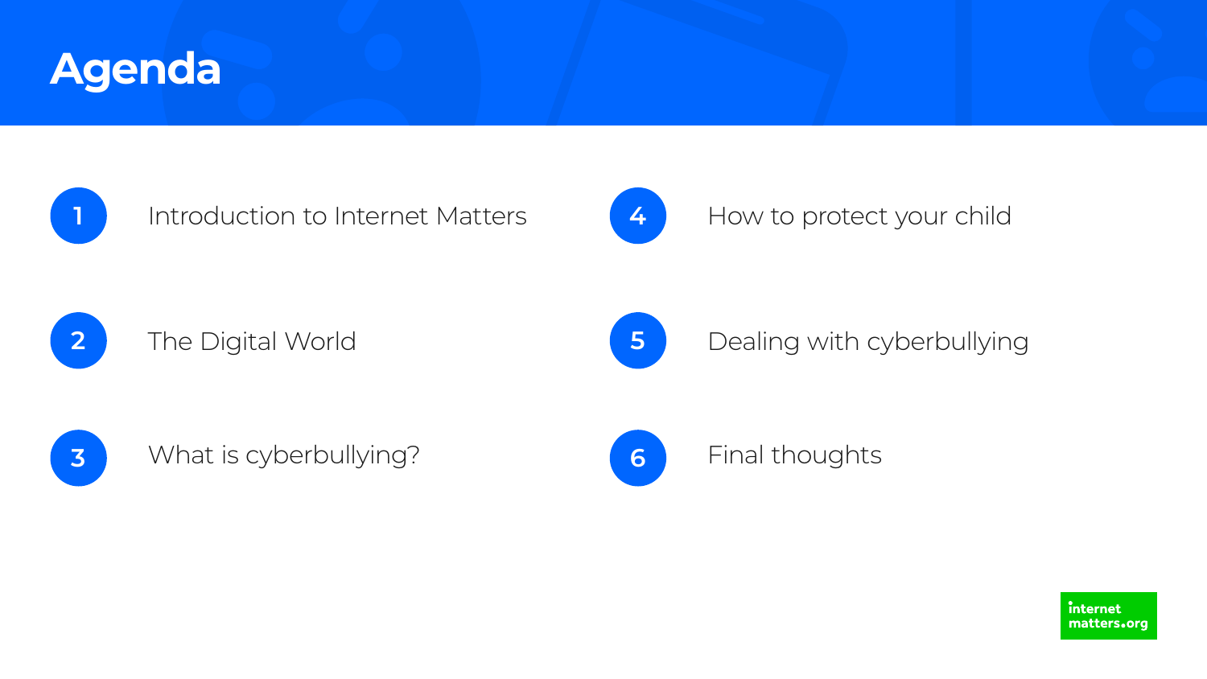# Agenda

1. Introduction to Internet Matters
2. The Digital World
3. What is cyberbullying?
4. How to protect your child
5. Dealing with cyberbullying
6. Final thoughts

internet matters.org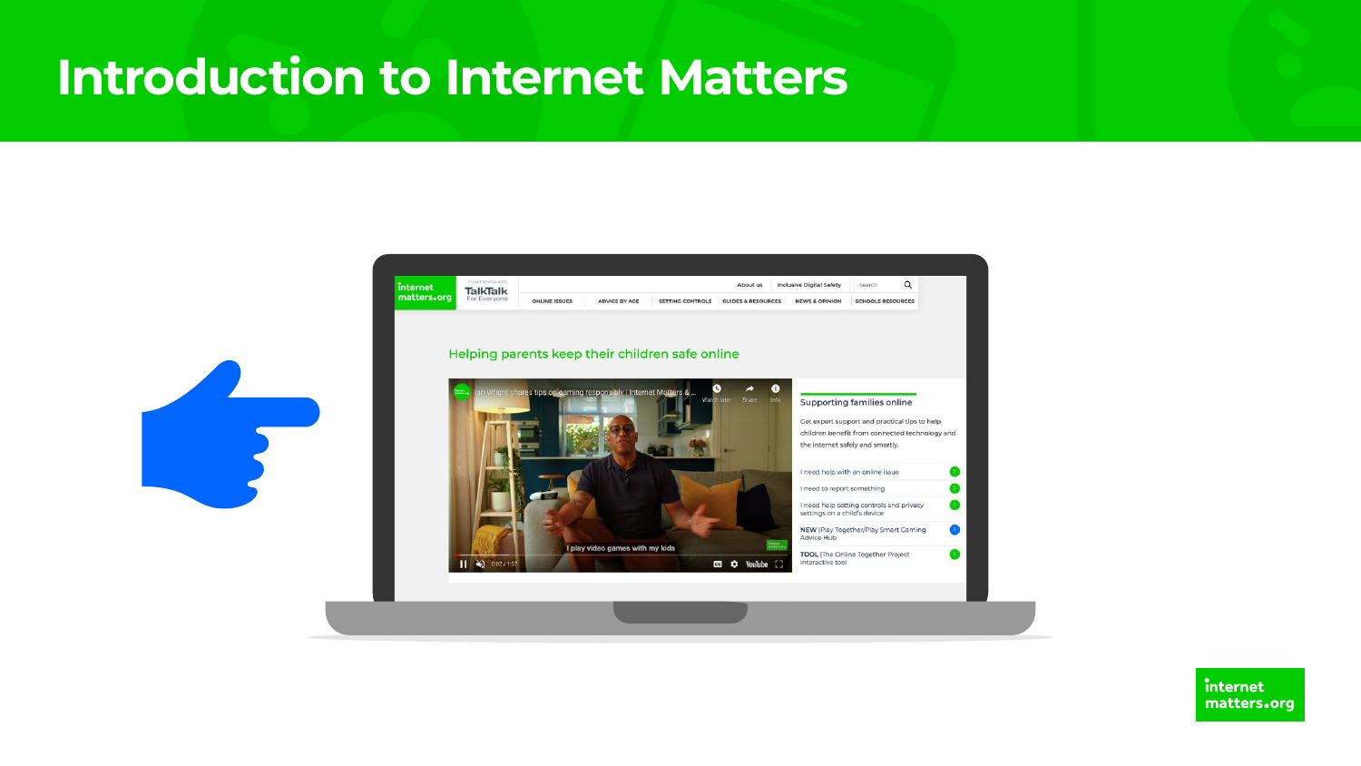# Introduction to Internet Matters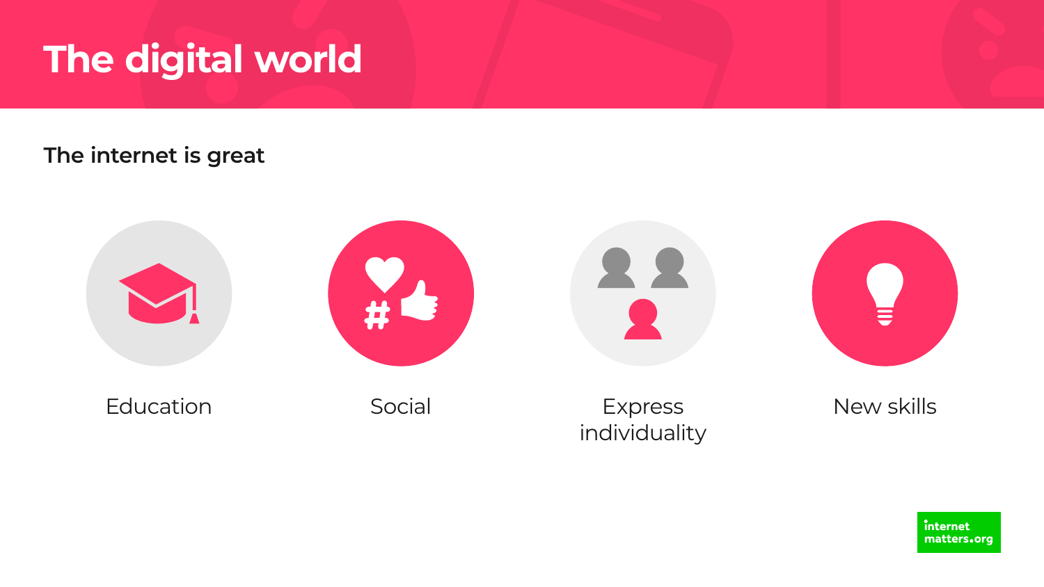# The digital world

## The internet is great

- Education
- Social
- Express individuality
- New skills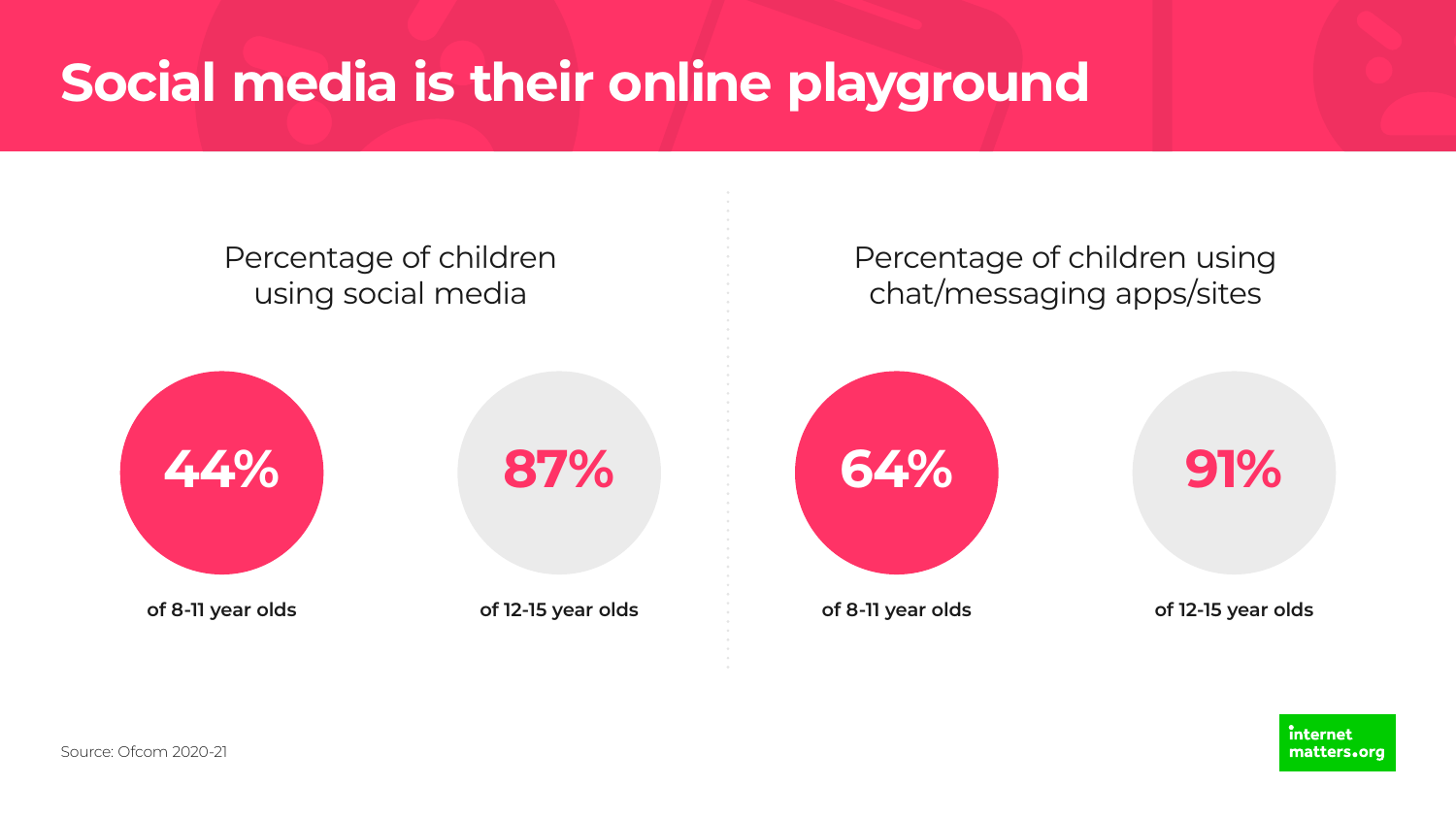# Social media is their online playground

## Percentage of children using social media

**44%** of 8-11 year olds

**87%** of 12-15 year olds

## Percentage of children using chat/messaging apps/sites

**64%** of 8-11 year olds

**91%** of 12-15 year olds

Source: Ofcom 2020-21

internet matters.org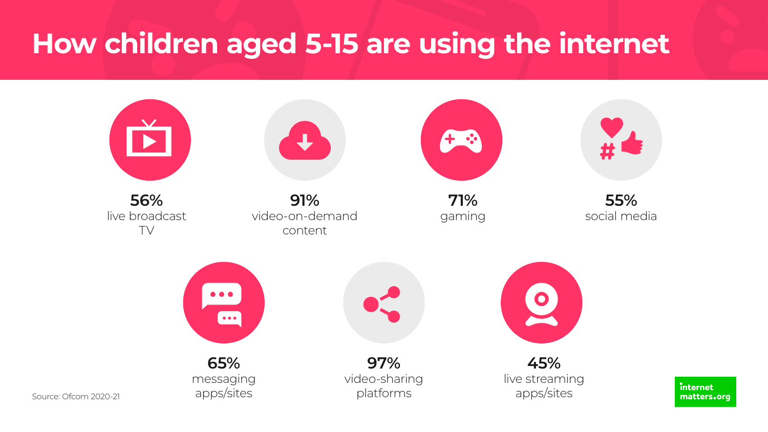# How children aged 5-15 are using the internet

**56%**
live broadcast TV

**91%**
video-on-demand content

**71%**
gaming

**55%**
social media

**65%**
messaging apps/sites

**97%**
video-sharing platforms

**45%**
live streaming apps/sites

Source: Ofcom 2020-21

internet matters.org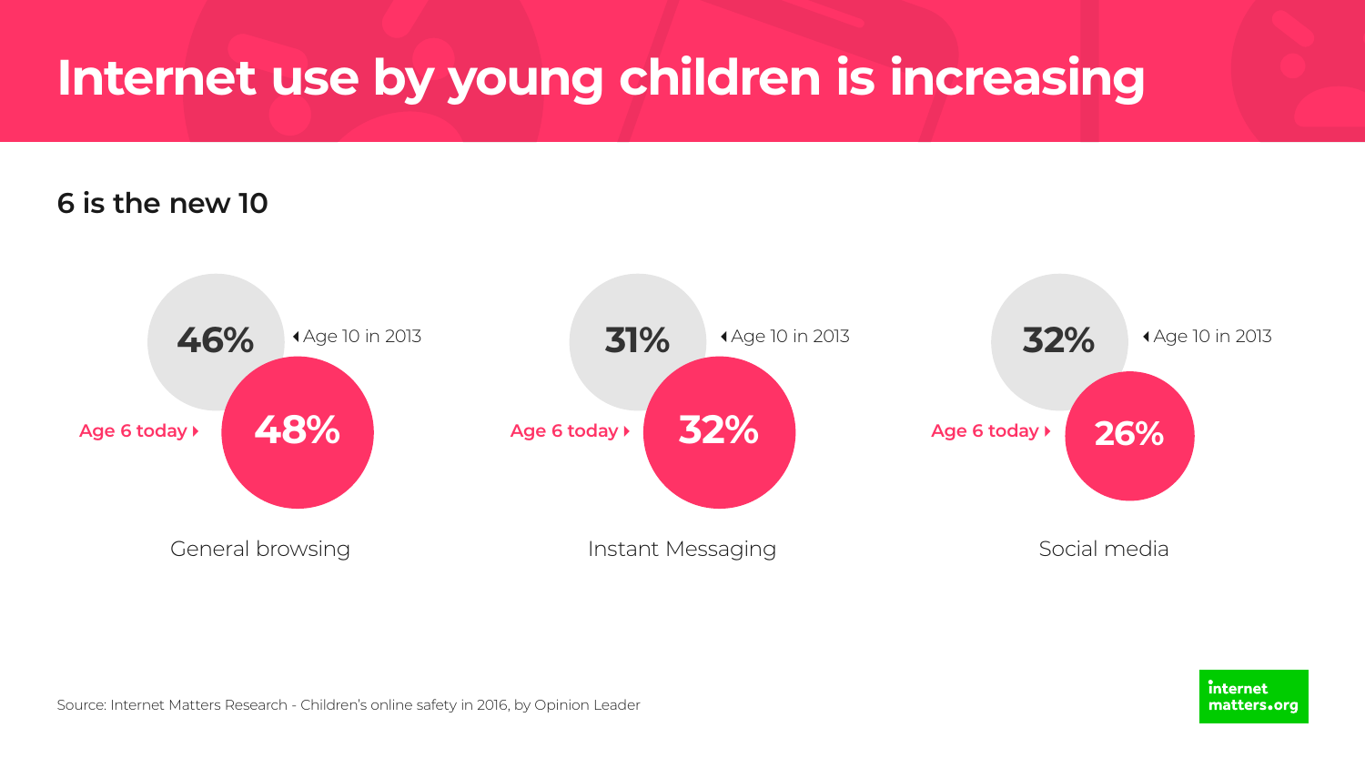# Internet use by young children is increasing

## 6 is the new 10

| | General browsing | Instant Messaging | Social media |
|---|---|---|---|
| Age 10 in 2013 | 46% | 31% | 32% |
| Age 6 today | 48% | 32% | 26% |

Source: Internet Matters Research - Children's online safety in 2016, by Opinion Leader

internet matters.org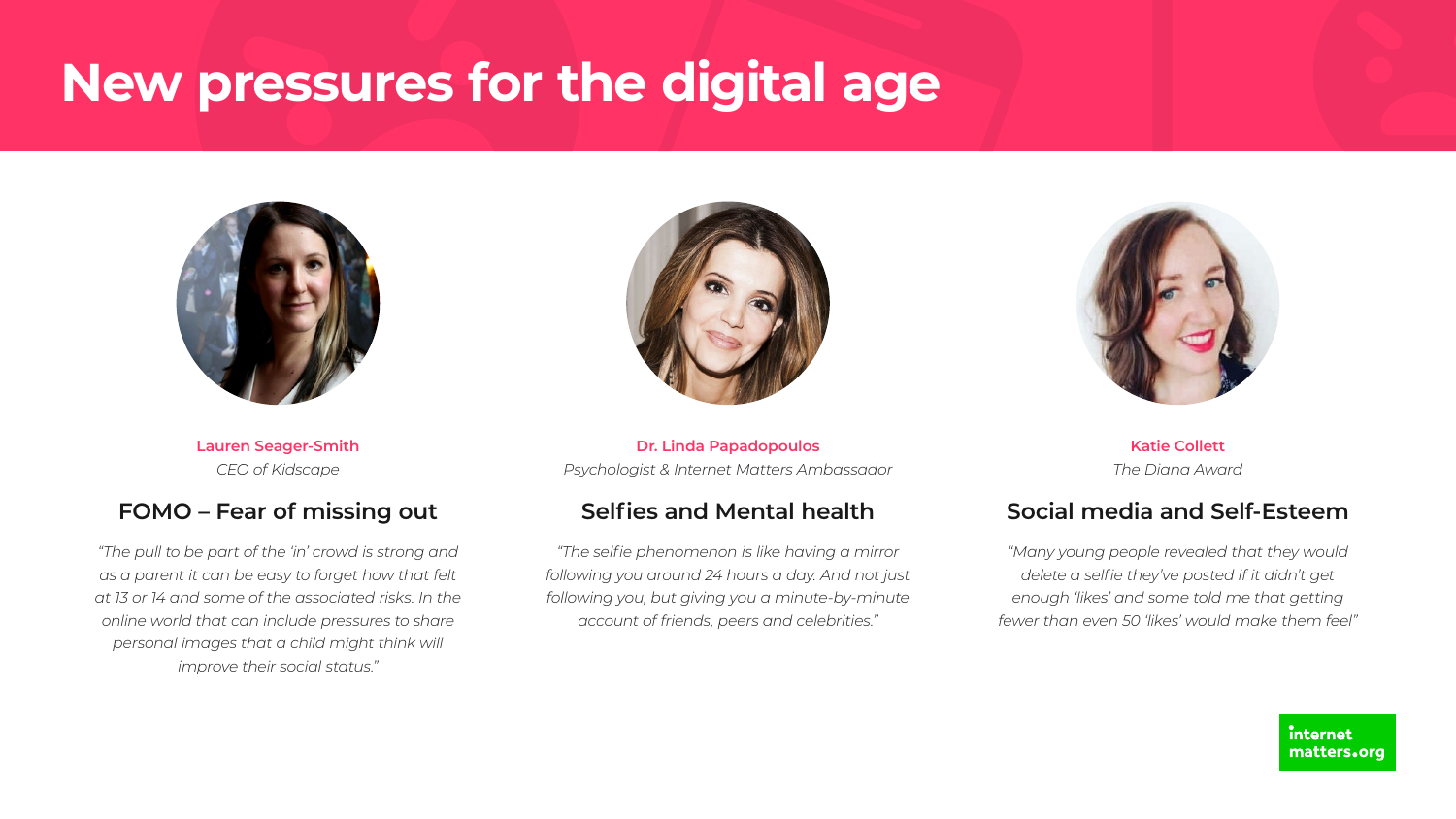# New pressures for the digital age

**Lauren Seager-Smith**
*CEO of Kidscape*

## FOMO – Fear of missing out

*"The pull to be part of the 'in' crowd is strong and as a parent it can be easy to forget how that felt at 13 or 14 and some of the associated risks. In the online world that can include pressures to share personal images that a child might think will improve their social status."*

**Dr. Linda Papadopoulos**
*Psychologist & Internet Matters Ambassador*

## Selfies and Mental health

*"The selfie phenomenon is like having a mirror following you around 24 hours a day. And not just following you, but giving you a minute-by-minute account of friends, peers and celebrities."*

**Katie Collett**
*The Diana Award*

## Social media and Self-Esteem

*"Many young people revealed that they would delete a selfie they've posted if it didn't get enough 'likes' and some told me that getting fewer than even 50 'likes' would make them feel"*

internet matters.org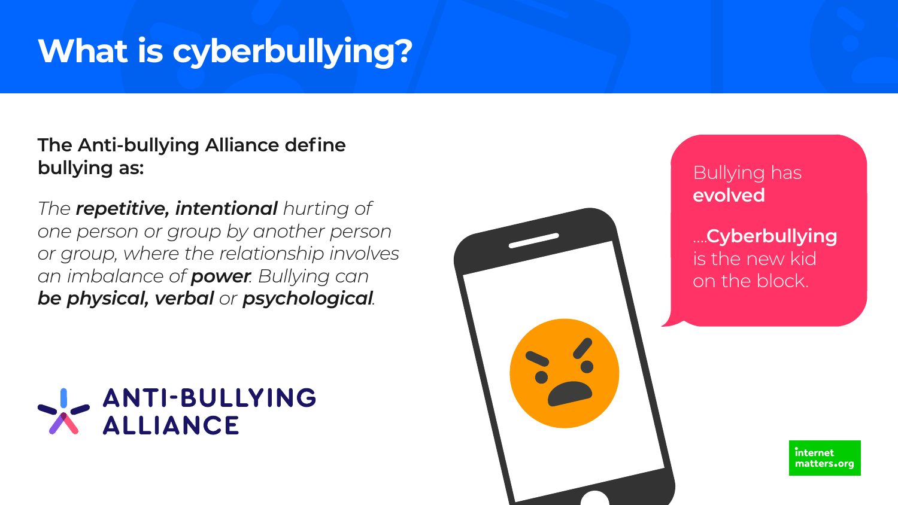# What is cyberbullying?

**The Anti-bullying Alliance define bullying as:**

*The **repetitive, intentional** hurting of one person or group by another person or group, where the relationship involves an imbalance of **power**. Bullying can **be physical, verbal** or **psychological**.*

ANTI-BULLYING ALLIANCE

Bullying has **evolved**

....**Cyberbullying** is the new kid on the block.

internet matters.org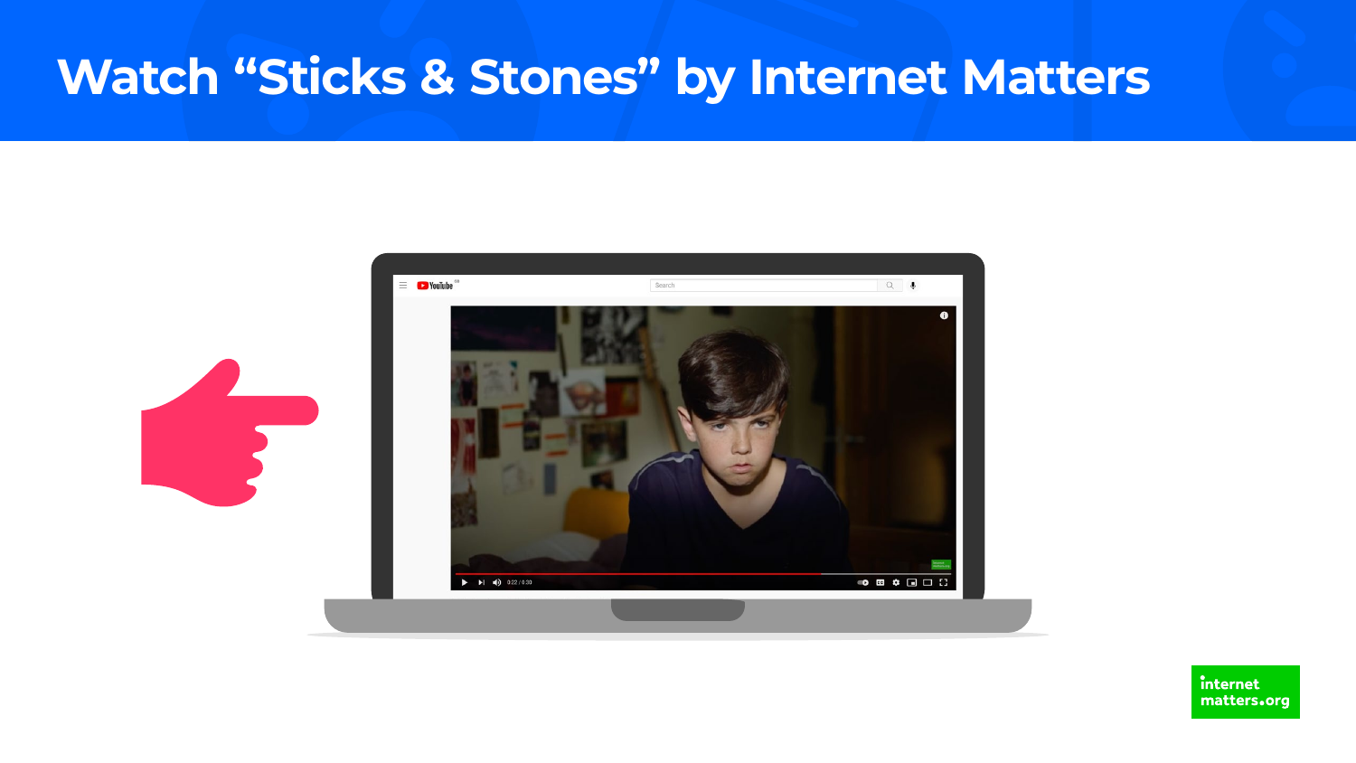# Watch "Sticks & Stones" by Internet Matters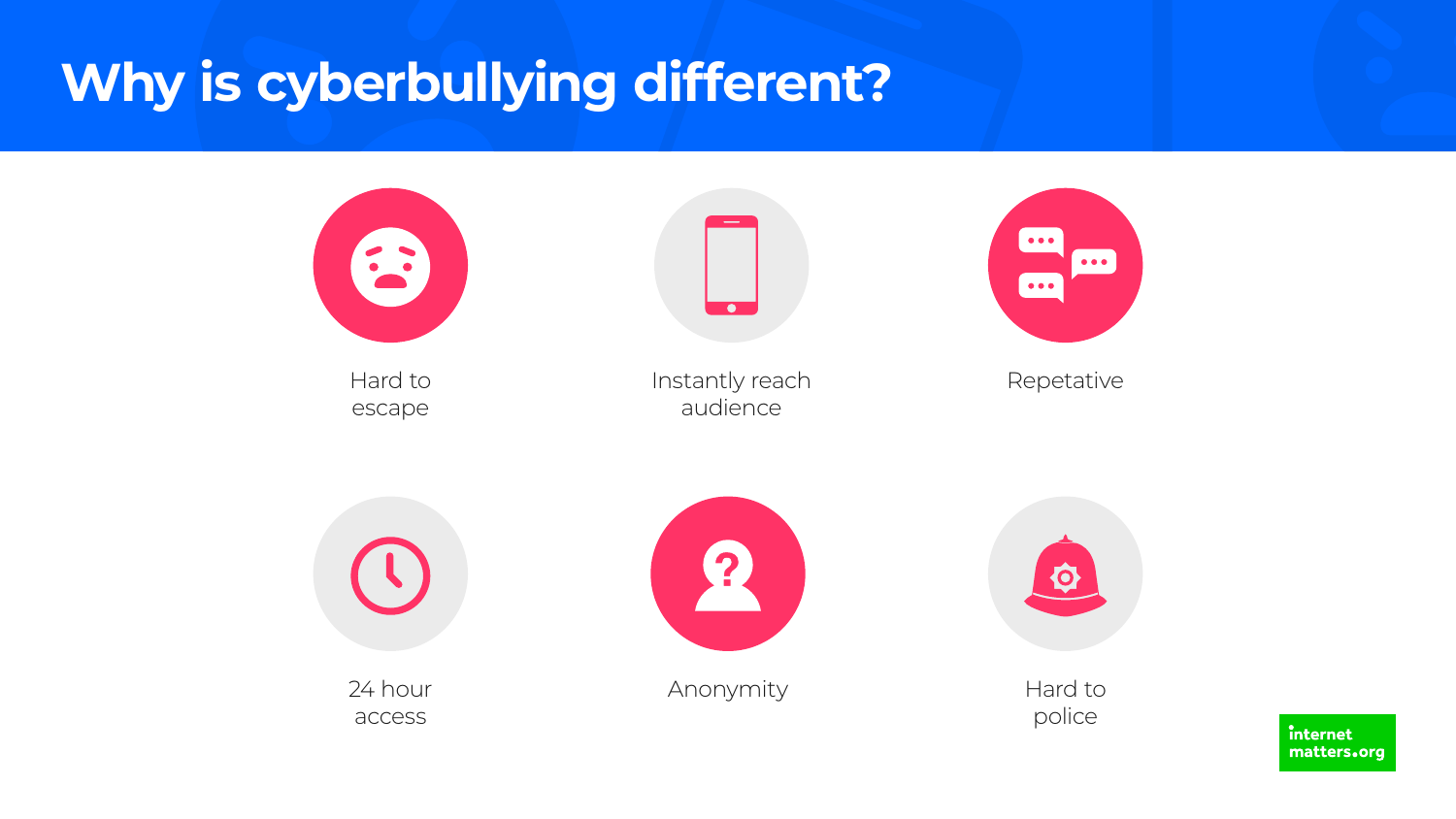# Why is cyberbullying different?

- Hard to escape
- Instantly reach audience
- Repetative
- 24 hour access
- Anonymity
- Hard to police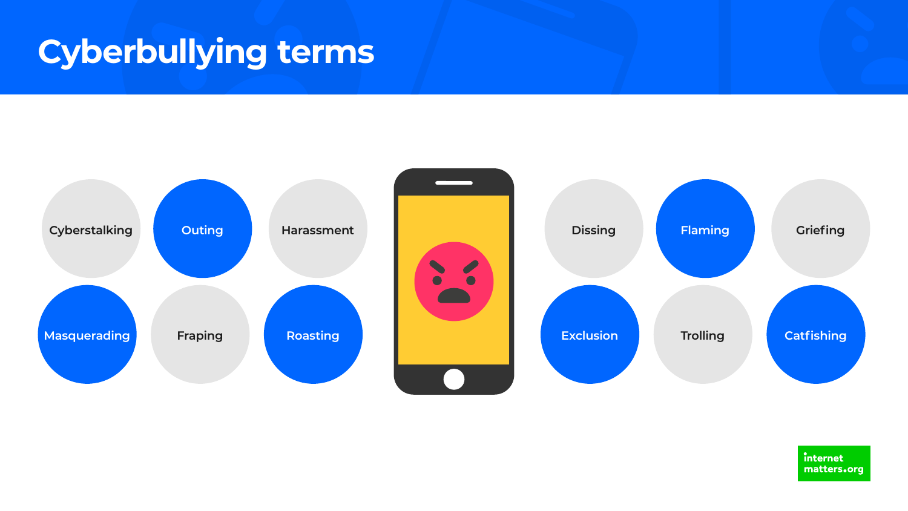# Cyberbullying terms

- Cyberstalking
- Outing
- Harassment
- Masquerading
- Fraping
- Roasting
- Dissing
- Flaming
- Griefing
- Exclusion
- Trolling
- Catfishing

internet matters.org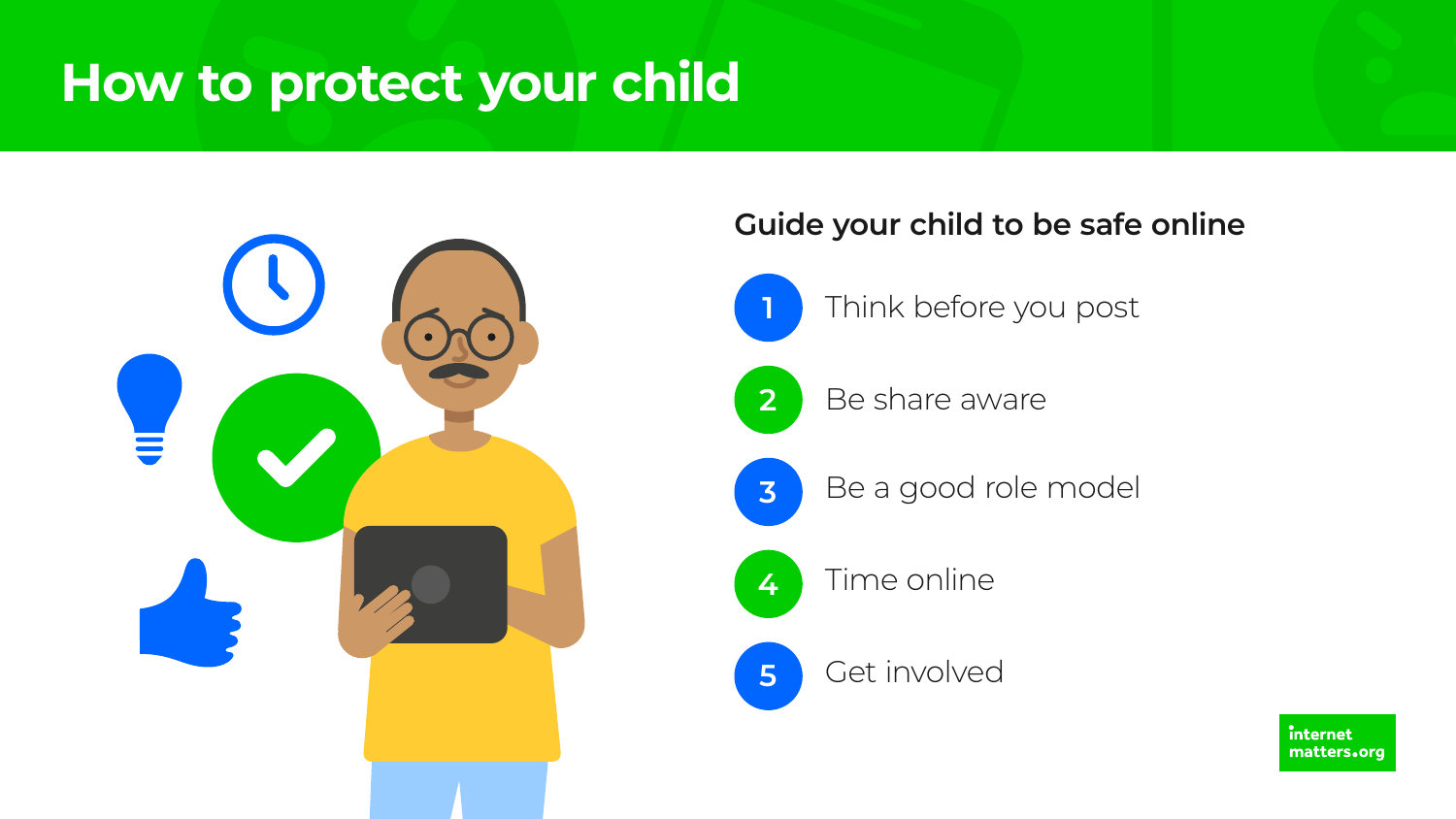# How to protect your child

## Guide your child to be safe online

1. Think before you post
2. Be share aware
3. Be a good role model
4. Time online
5. Get involved

internet matters.org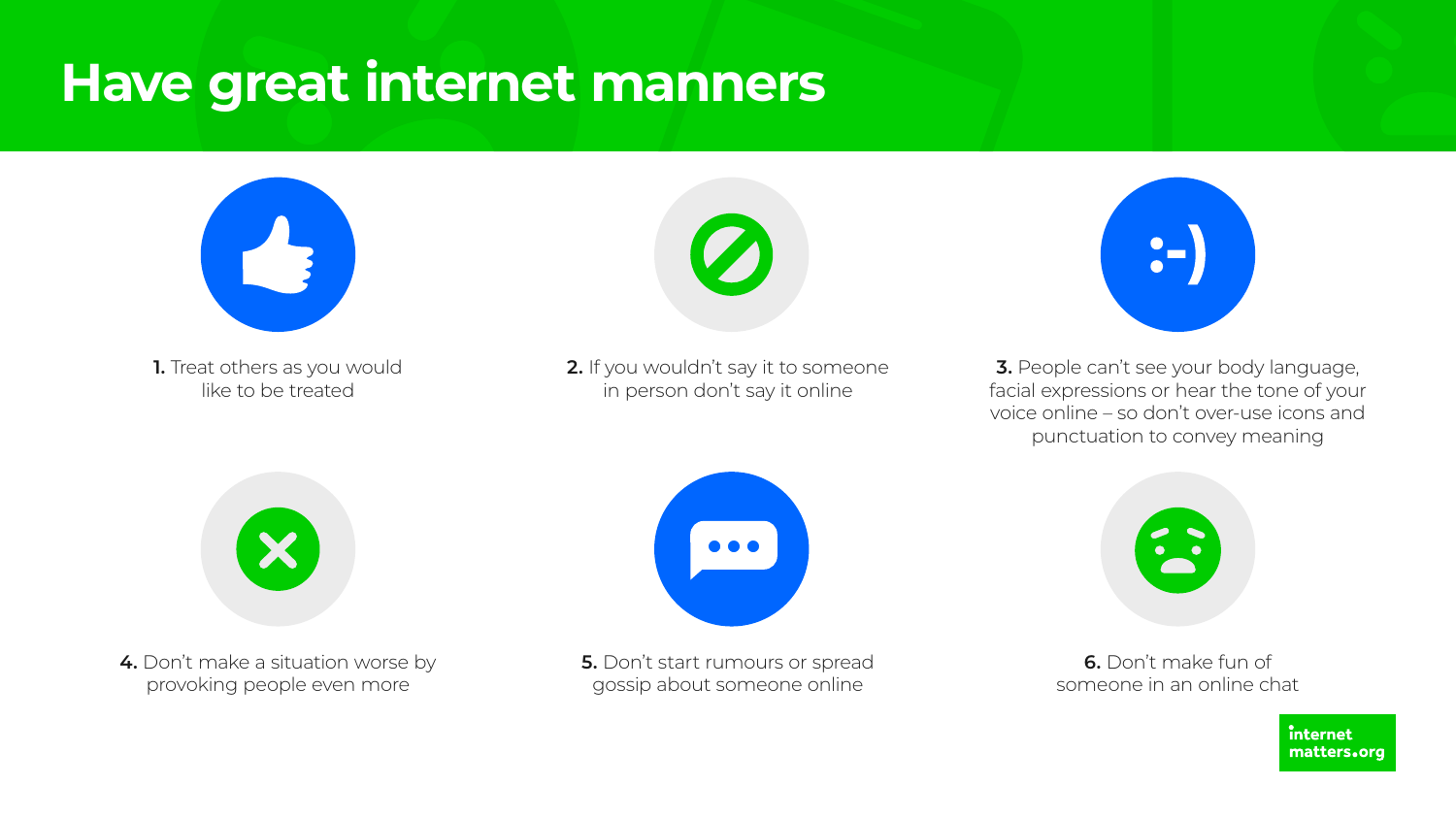# Have great internet manners

1. Treat others as you would like to be treated

2. If you wouldn't say it to someone in person don't say it online

3. People can't see your body language, facial expressions or hear the tone of your voice online – so don't over-use icons and punctuation to convey meaning

4. Don't make a situation worse by provoking people even more

5. Don't start rumours or spread gossip about someone online

6. Don't make fun of someone in an online chat

internet matters.org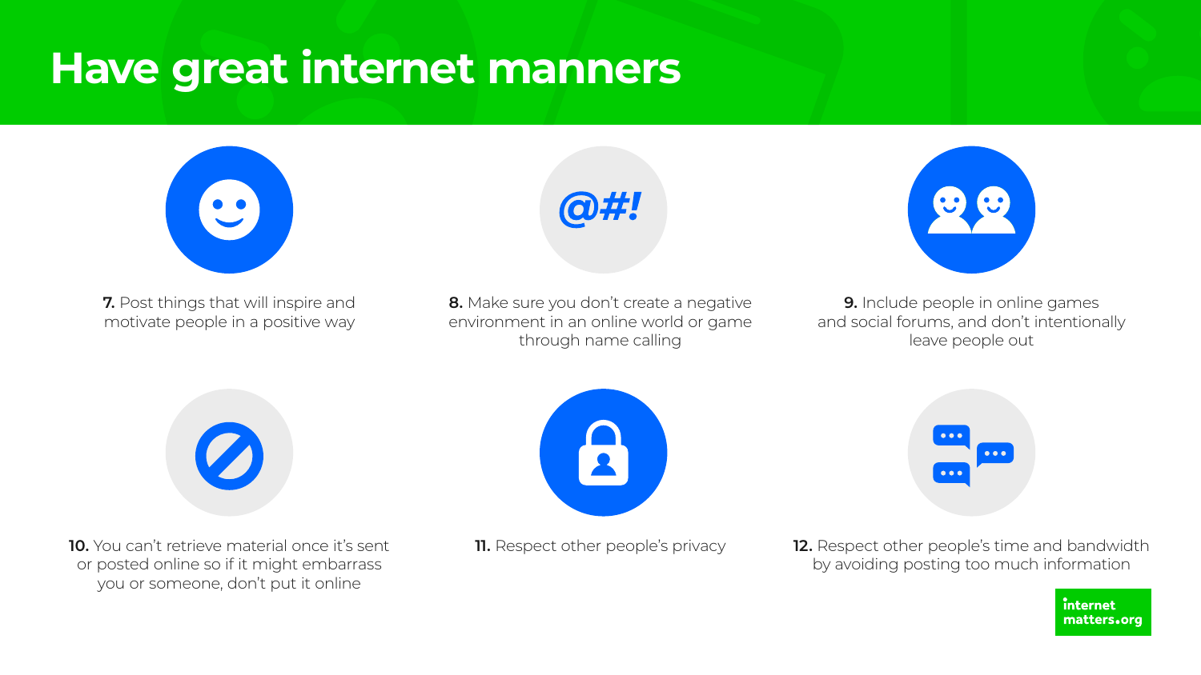# Have great internet manners

**7.** Post things that will inspire and motivate people in a positive way

**8.** Make sure you don't create a negative environment in an online world or game through name calling

**9.** Include people in online games and social forums, and don't intentionally leave people out

**10.** You can't retrieve material once it's sent or posted online so if it might embarrass you or someone, don't put it online

**11.** Respect other people's privacy

**12.** Respect other people's time and bandwidth by avoiding posting too much information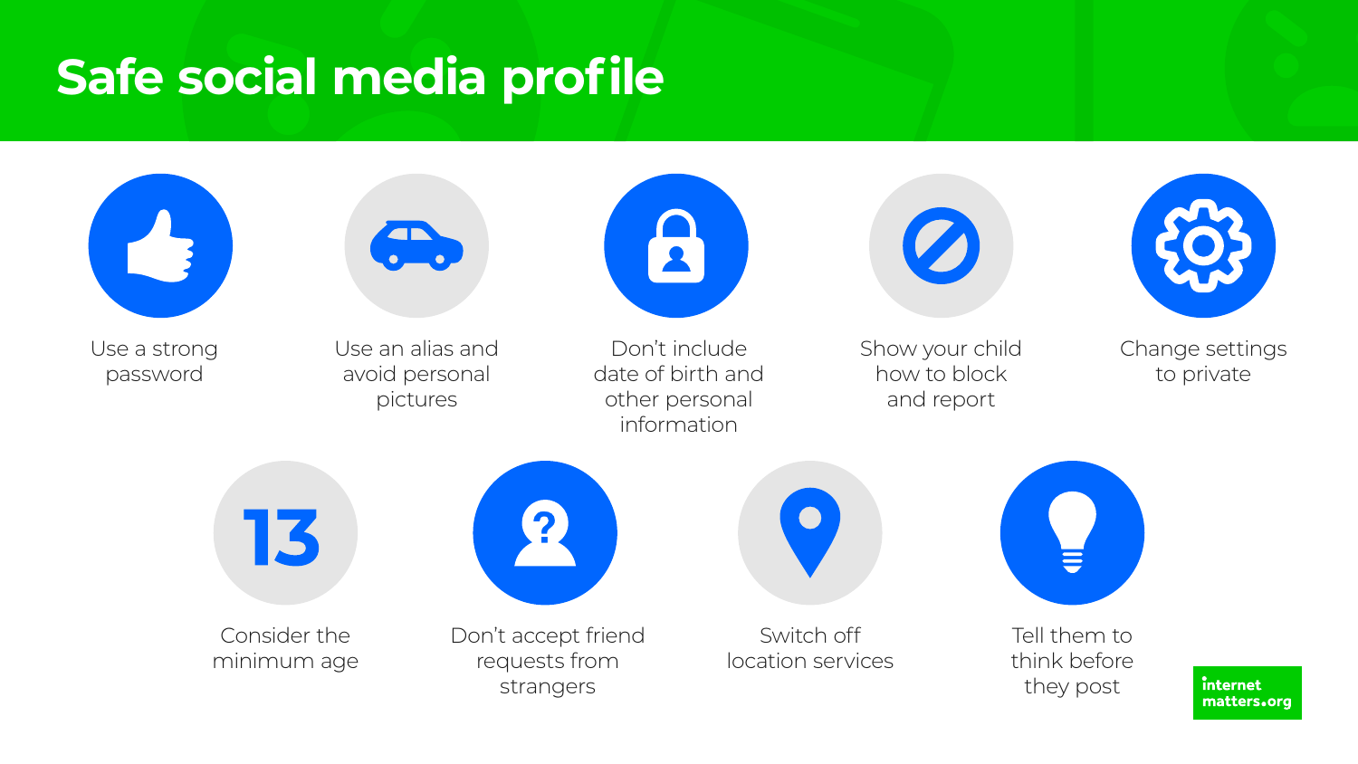# Safe social media profile

- Use a strong password
- Use an alias and avoid personal pictures
- Don't include date of birth and other personal information
- Show your child how to block and report
- Change settings to private
- Consider the minimum age
- Don't accept friend requests from strangers
- Switch off location services
- Tell them to think before they post

internet matters.org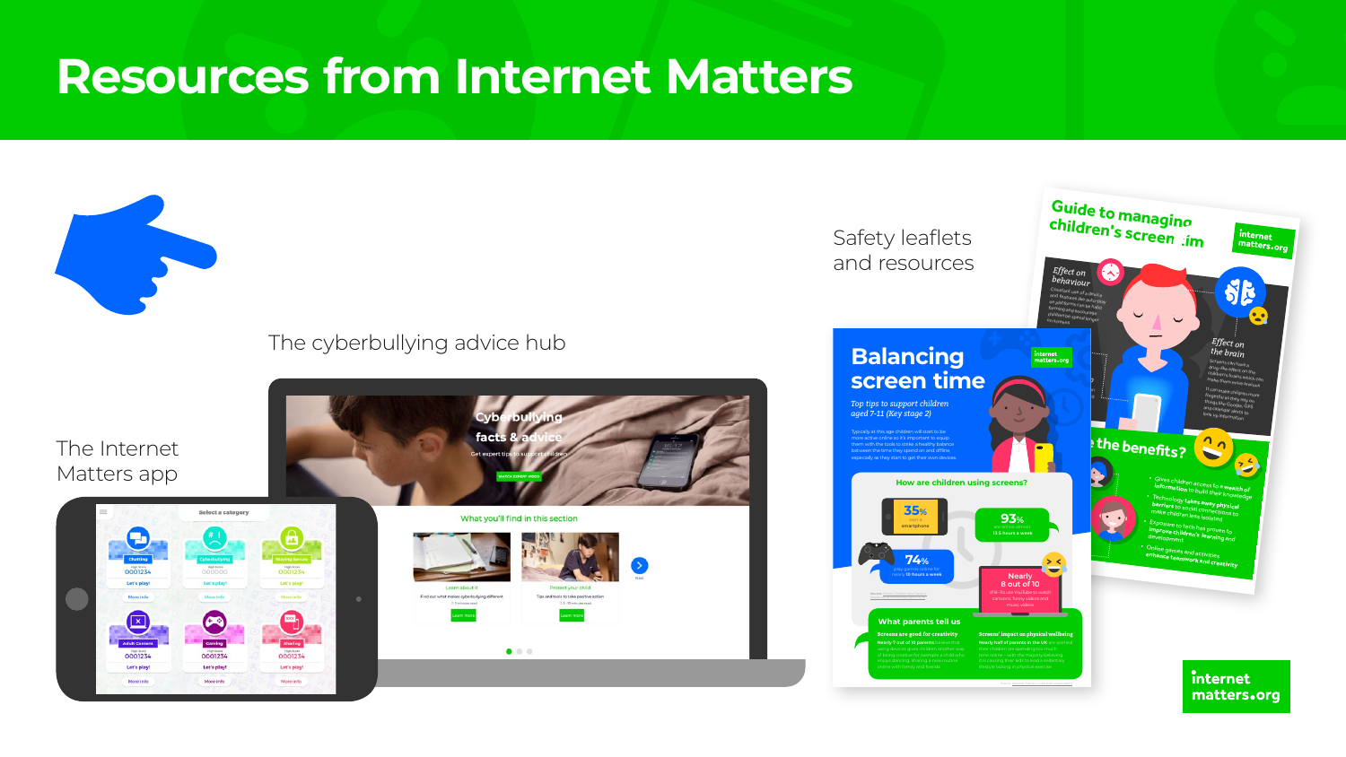# Resources from Internet Matters

The cyberbullying advice hub

The Internet Matters app

Safety leaflets and resources

internet matters.org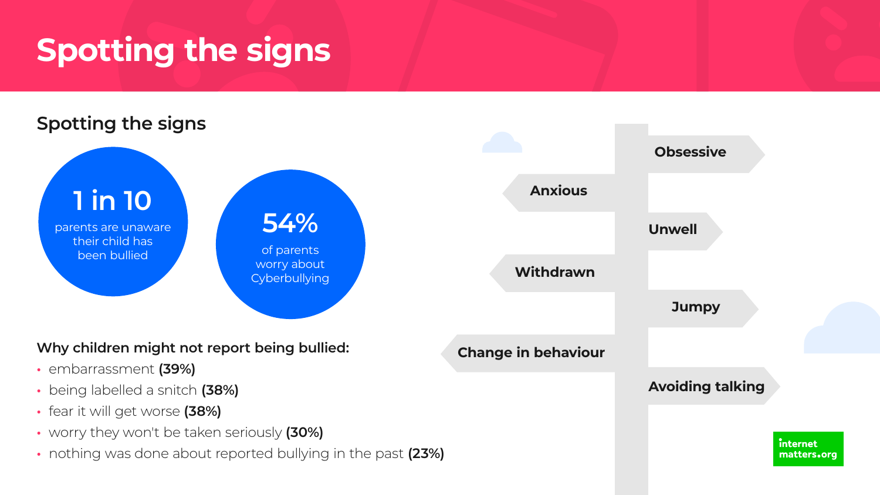# Spotting the signs

## Spotting the signs

**1 in 10**
parents are unaware their child has been bullied

**54%**
of parents worry about Cyberbullying

**Why children might not report being bullied:**

- embarrassment **(39%)**
- being labelled a snitch **(38%)**
- fear it will get worse **(38%)**
- worry they won't be taken seriously **(30%)**
- nothing was done about reported bullying in the past **(23%)**

- **Obsessive**
- **Anxious**
- **Unwell**
- **Withdrawn**
- **Jumpy**
- **Change in behaviour**
- **Avoiding talking**

internet matters.org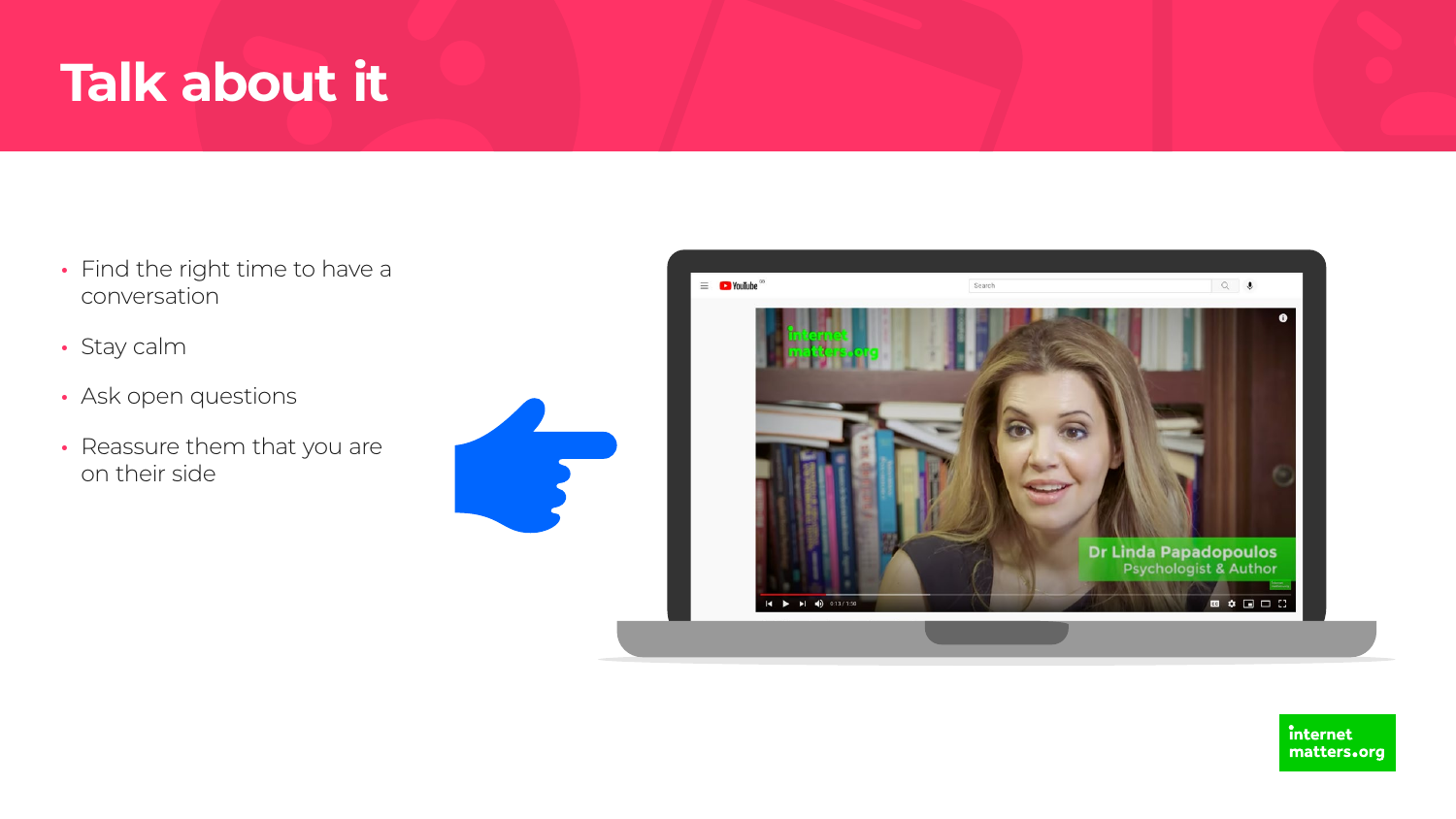# Talk about it

- Find the right time to have a conversation
- Stay calm
- Ask open questions
- Reassure them that you are on their side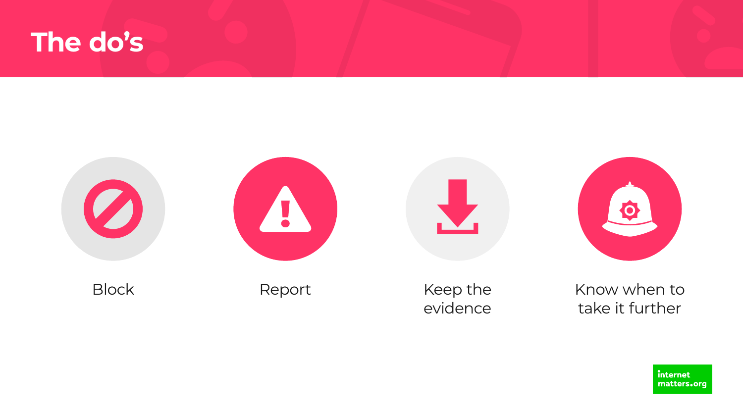# The do's

- Block
- Report
- Keep the evidence
- Know when to take it further

internet matters.org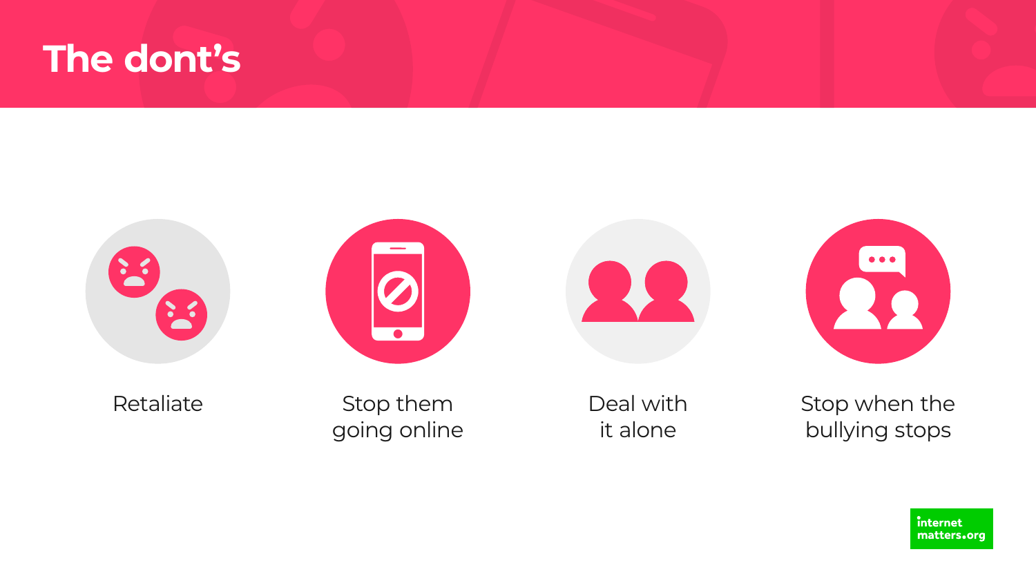# The dont's

- Retaliate
- Stop them going online
- Deal with it alone
- Stop when the bullying stops

internet matters.org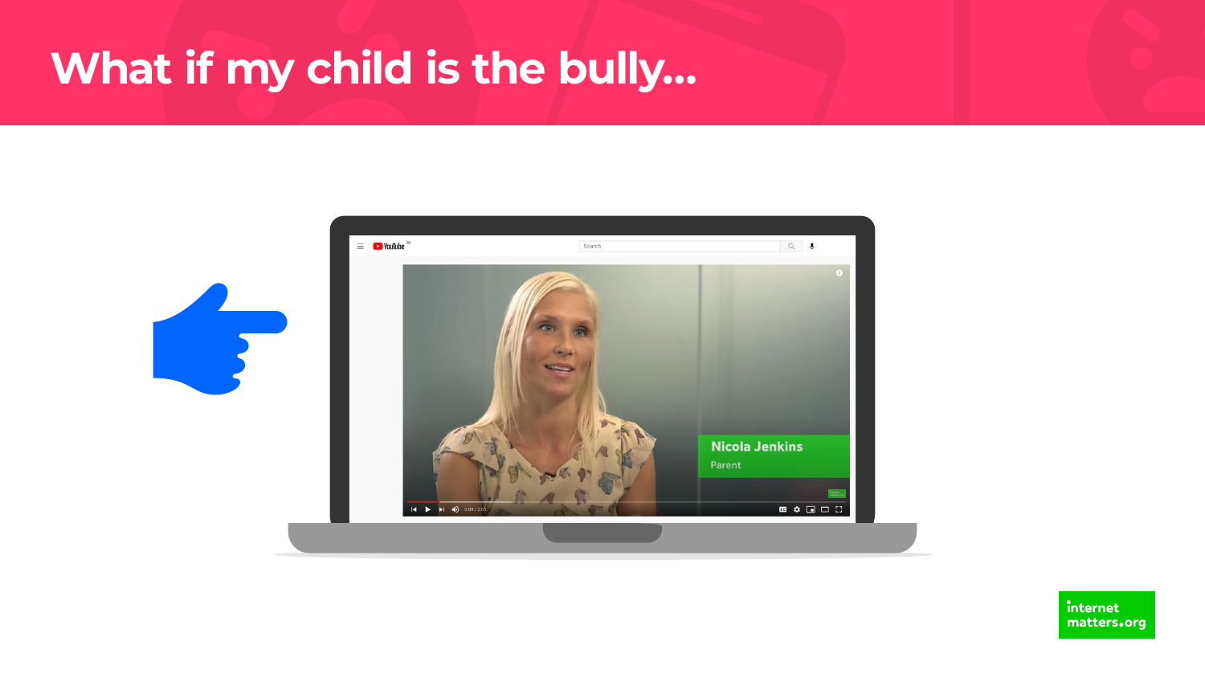# What if my child is the bully...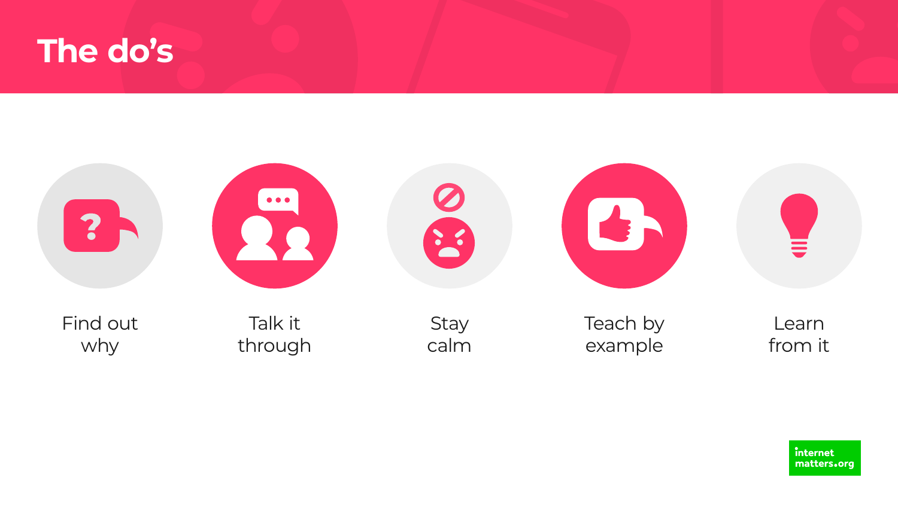# The do's

- Find out why
- Talk it through
- Stay calm
- Teach by example
- Learn from it

internet matters.org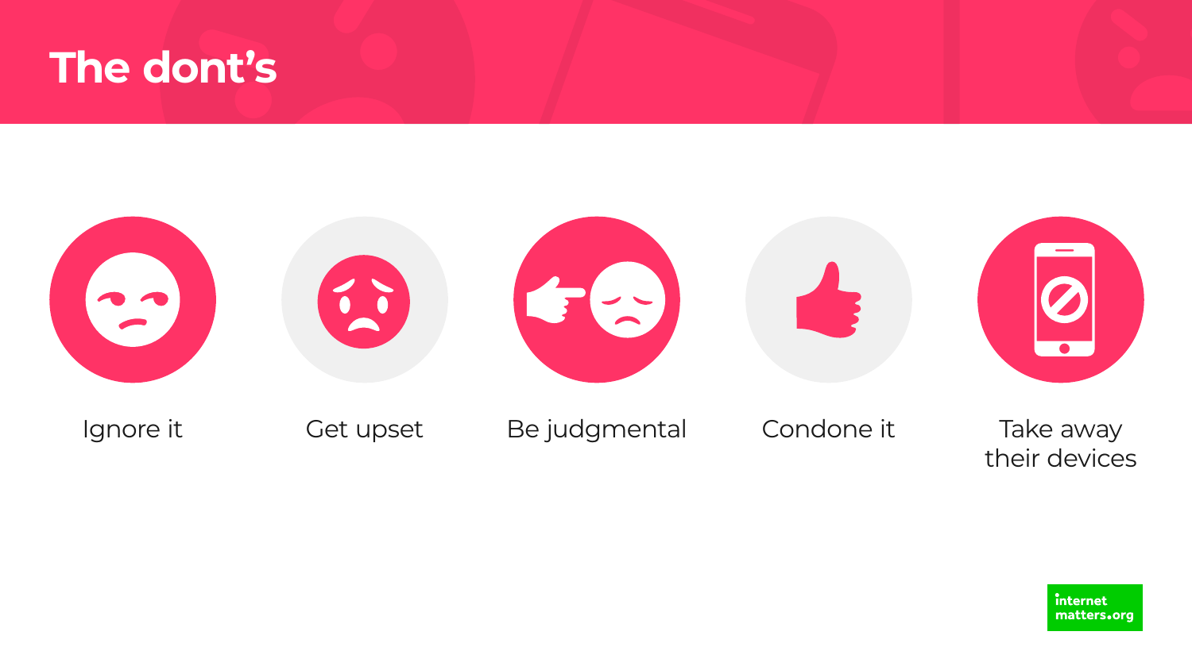# The dont's

- Ignore it
- Get upset
- Be judgmental
- Condone it
- Take away their devices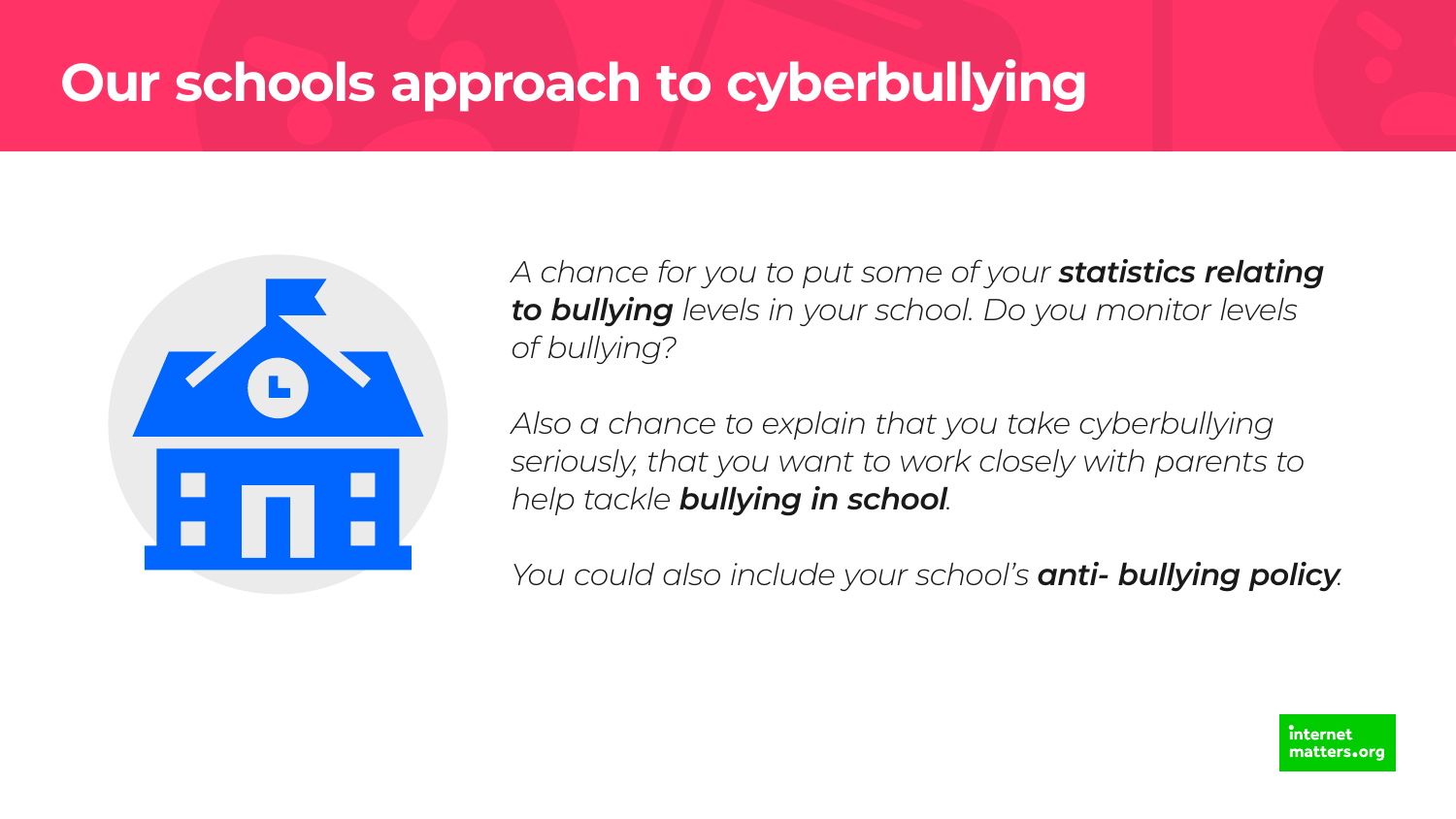# Our schools approach to cyberbullying

*A chance for you to put some of your **statistics relating to bullying** levels in your school. Do you monitor levels of bullying?*

*Also a chance to explain that you take cyberbullying seriously, that you want to work closely with parents to help tackle **bullying in school**.*

*You could also include your school's **anti- bullying policy**.*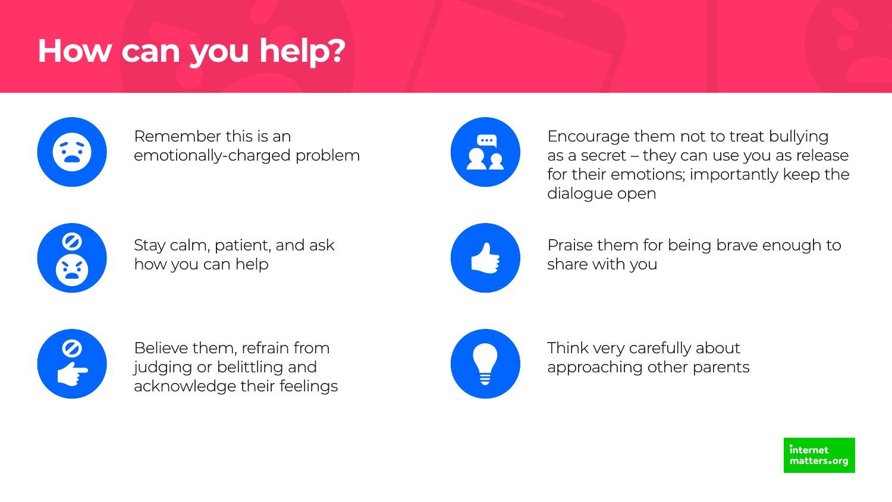# How can you help?

- Remember this is an emotionally-charged problem
- Stay calm, patient, and ask how you can help
- Believe them, refrain from judging or belittling and acknowledge their feelings
- Encourage them not to treat bullying as a secret – they can use you as release for their emotions; importantly keep the dialogue open
- Praise them for being brave enough to share with you
- Think very carefully about approaching other parents

internet matters.org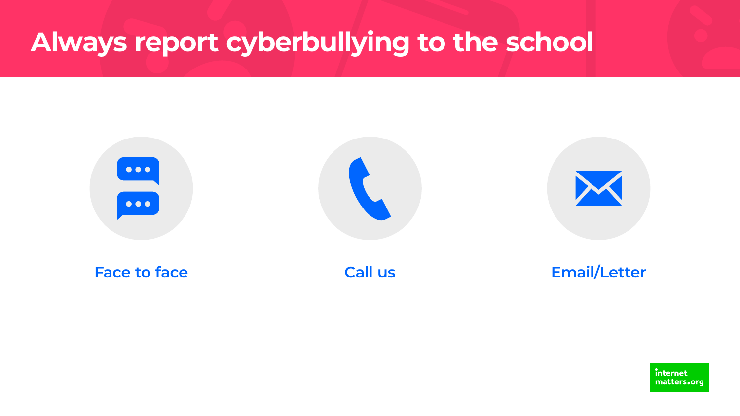# Always report cyberbullying to the school

Face to face

Call us

Email/Letter

internet matters.org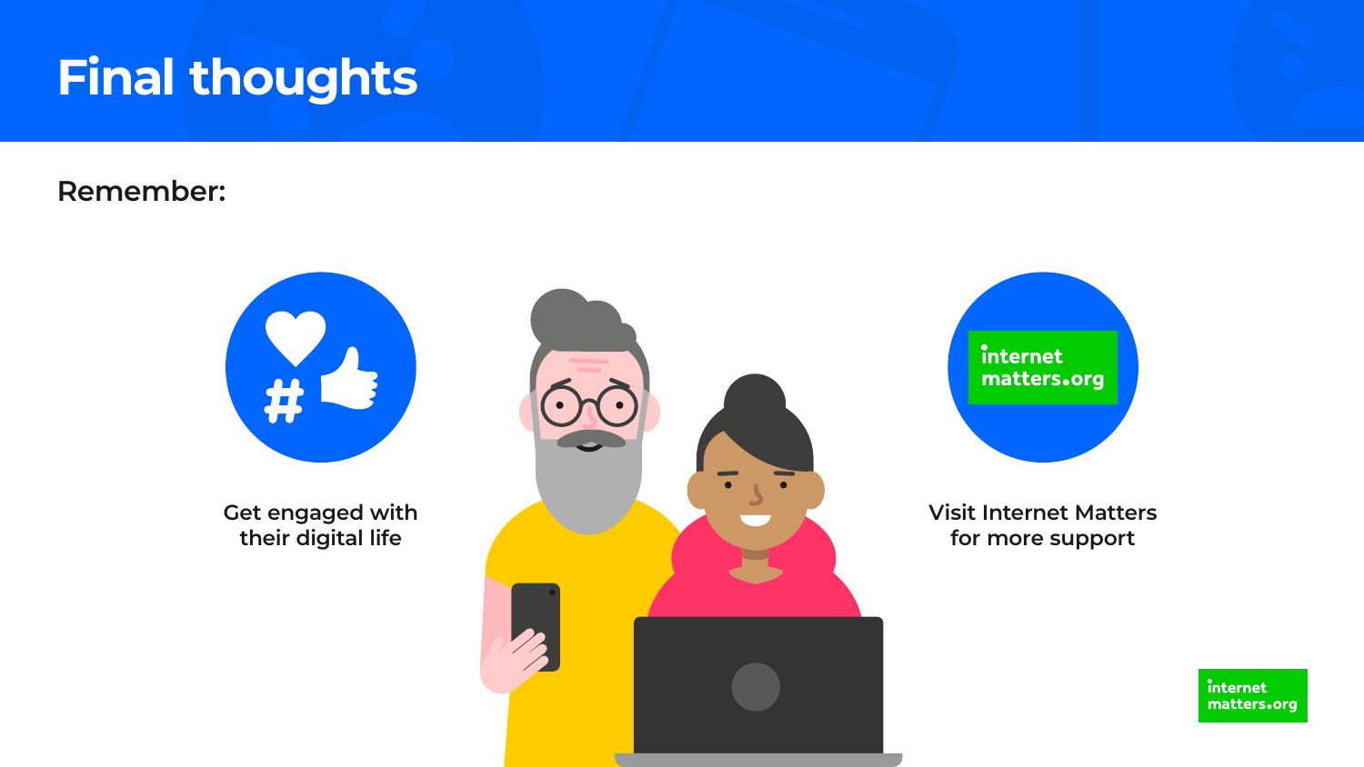# Final thoughts

**Remember:**

- Get engaged with their digital life
- Visit Internet Matters for more support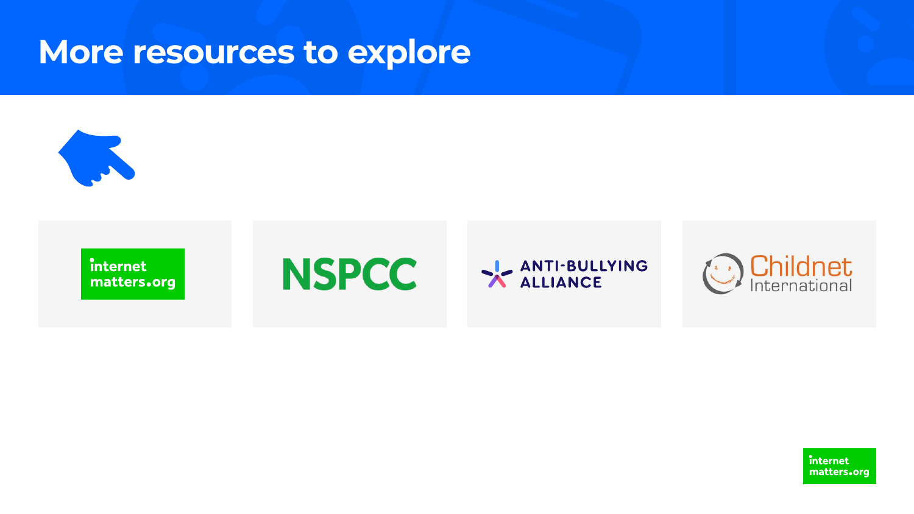# More resources to explore

internet matters.org

NSPCC

ANTI-BULLYING ALLIANCE

Childnet International